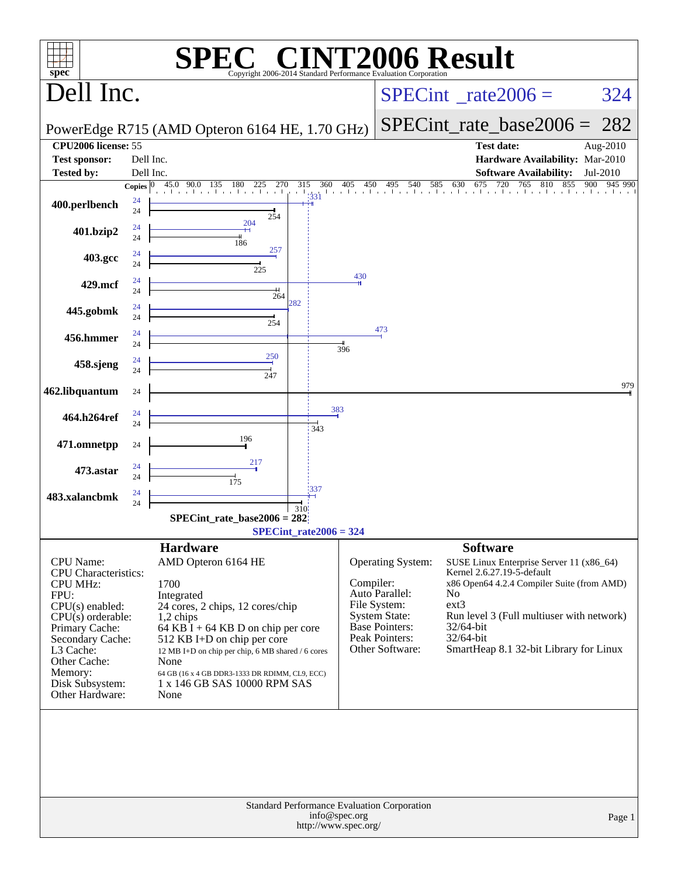# SPEC® CINT2006 Result

Copyright 2006-2014 Standard Performance Evaluation Corporation

## Dell Inc.

PowerEdge R715 (AMD Opteron 6164 HE, 1.70 GHz)

SPECint_rate2006 = 324

SPECint_rate_base2006 = 282

| | | | |
|---|---|---|---|
| **CPU2006 license:** | 55 | **Test date:** | Aug-2010 |
| **Test sponsor:** | Dell Inc. | **Hardware Availability:** | Mar-2010 |
| **Tested by:** | Dell Inc. | **Software Availability:** | Jul-2010 |

| Benchmark | Copies | Peak | Base |
|---|---|---|---|
| 400.perlbench | 24 | 331 | 254 |
| 401.bzip2 | 24 | 204 | 186 |
| 403.gcc | 24 | 257 | 225 |
| 429.mcf | 24 | 430 | 264 |
| 445.gobmk | 24 | 282 | 254 |
| 456.hmmer | 24 | 473 | 396 |
| 458.sjeng | 24 | 250 | 247 |
| 462.libquantum | 24 | 979 | 979 |
| 464.h264ref | 24 | 383 | 343 |
| 471.omnetpp | 24 | 196 | 196 |
| 473.astar | 24 | 217 | 175 |
| 483.xalancbmk | 24 | 337 | 310 |

SPECint_rate_base2006 = 282

SPECint_rate2006 = 324

## Hardware

| | |
|---|---|
| CPU Name: | AMD Opteron 6164 HE |
| CPU Characteristics: | |
| CPU MHz: | 1700 |
| FPU: | Integrated |
| CPU(s) enabled: | 24 cores, 2 chips, 12 cores/chip |
| CPU(s) orderable: | 1,2 chips |
| Primary Cache: | 64 KB I + 64 KB D on chip per core |
| Secondary Cache: | 512 KB I+D on chip per core |
| L3 Cache: | 12 MB I+D on chip per chip, 6 MB shared / 6 cores |
| Other Cache: | None |
| Memory: | 64 GB (16 x 4 GB DDR3-1333 DR RDIMM, CL9, ECC) |
| Disk Subsystem: | 1 x 146 GB SAS 10000 RPM SAS |
| Other Hardware: | None |

## Software

| | |
|---|---|
| Operating System: | SUSE Linux Enterprise Server 11 (x86_64) Kernel 2.6.27.19-5-default |
| Compiler: | x86 Open64 4.2.4 Compiler Suite (from AMD) |
| Auto Parallel: | No |
| File System: | ext3 |
| System State: | Run level 3 (Full multiuser with network) |
| Base Pointers: | 32/64-bit |
| Peak Pointers: | 32/64-bit |
| Other Software: | SmartHeap 8.1 32-bit Library for Linux |

Standard Performance Evaluation Corporation
info@spec.org
http://www.spec.org/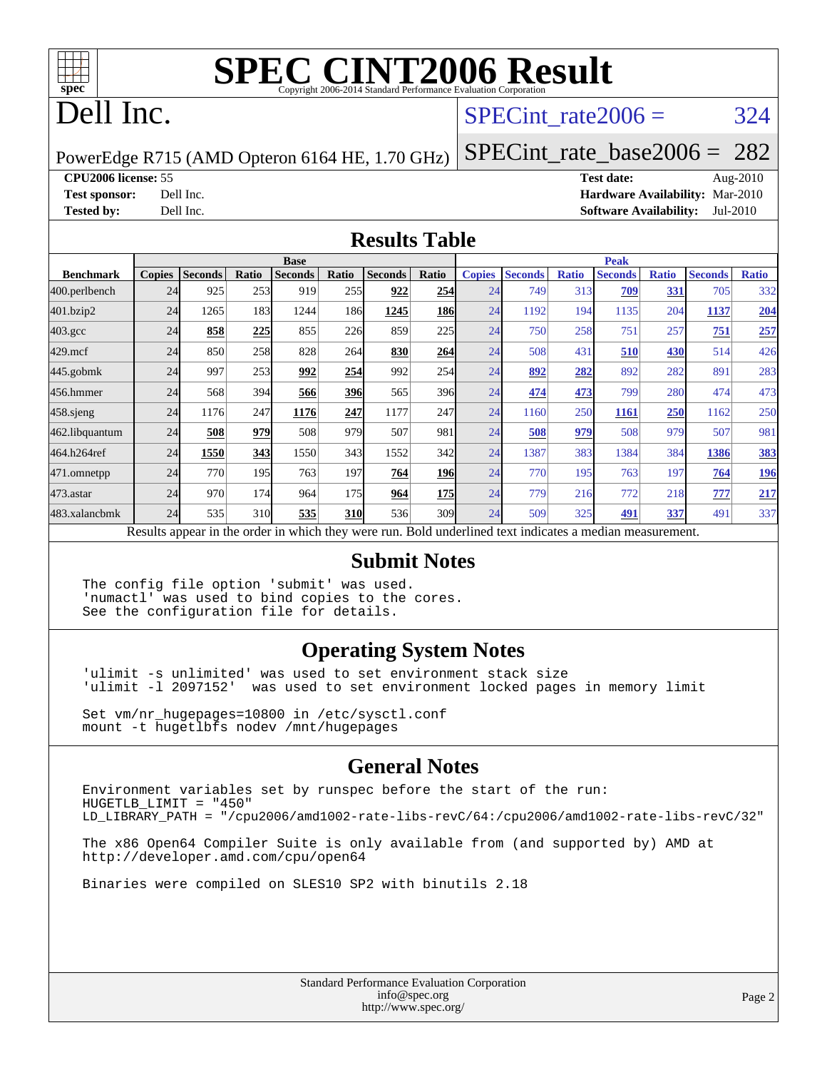# SPEC CINT2006 Result

Copyright 2006-2014 Standard Performance Evaluation Corporation

# Dell Inc.

PowerEdge R715 (AMD Opteron 6164 HE, 1.70 GHz)

SPECint_rate2006 = 324

SPECint_rate_base2006 = 282

**CPU2006 license:** 55
**Test sponsor:** Dell Inc.
**Tested by:** Dell Inc.

**Test date:** Aug-2010
**Hardware Availability:** Mar-2010
**Software Availability:** Jul-2010

## Results Table

| Benchmark | Base | | | | | | | Peak | | | | | | |
|---|---|---|---|---|---|---|---|---|---|---|---|---|---|---|
| | Copies | Seconds | Ratio | Seconds | Ratio | Seconds | Ratio | Copies | Seconds | Ratio | Seconds | Ratio | Seconds | Ratio |
| 400.perlbench | 24 | 925 | 253 | 919 | 255 | **922** | **254** | 24 | 749 | 313 | **709** | **331** | 705 | 332 |
| 401.bzip2 | 24 | 1265 | 183 | 1244 | 186 | **1245** | **186** | 24 | 1192 | 194 | 1135 | 204 | **1137** | **204** |
| 403.gcc | 24 | **858** | **225** | 855 | 226 | 859 | 225 | 24 | 750 | 258 | 751 | 257 | **751** | **257** |
| 429.mcf | 24 | 850 | 258 | 828 | 264 | **830** | **264** | 24 | 508 | 431 | **510** | **430** | 514 | 426 |
| 445.gobmk | 24 | 997 | 253 | **992** | **254** | 992 | 254 | 24 | **892** | **282** | 892 | 282 | 891 | 283 |
| 456.hmmer | 24 | 568 | 394 | **566** | **396** | 565 | 396 | 24 | **474** | **473** | 799 | 280 | 474 | 473 |
| 458.sjeng | 24 | 1176 | 247 | **1176** | **247** | 1177 | 247 | 24 | 1160 | 250 | **1161** | **250** | 1162 | 250 |
| 462.libquantum | 24 | **508** | **979** | 508 | 979 | 507 | 981 | 24 | **508** | **979** | 508 | 979 | 507 | 981 |
| 464.h264ref | 24 | **1550** | **343** | 1550 | 343 | 1552 | 342 | 24 | 1387 | 383 | 1384 | 384 | **1386** | **383** |
| 471.omnetpp | 24 | 770 | 195 | 763 | 197 | **764** | **196** | 24 | 770 | 195 | 763 | 197 | **764** | **196** |
| 473.astar | 24 | 970 | 174 | 964 | 175 | **964** | **175** | 24 | 779 | 216 | 772 | 218 | **777** | **217** |
| 483.xalancbmk | 24 | 535 | 310 | **535** | **310** | 536 | 309 | 24 | 509 | 325 | **491** | **337** | 491 | 337 |

Results appear in the order in which they were run. Bold underlined text indicates a median measurement.

## Submit Notes

```
The config file option 'submit' was used.
'numactl' was used to bind copies to the cores.
See the configuration file for details.
```

## Operating System Notes

```
'ulimit -s unlimited' was used to set environment stack size
'ulimit -l 2097152'  was used to set environment locked pages in memory limit

Set vm/nr_hugepages=10800 in /etc/sysctl.conf
mount -t hugetlbfs nodev /mnt/hugepages
```

## General Notes

```
Environment variables set by runspec before the start of the run:
HUGETLB_LIMIT = "450"
LD_LIBRARY_PATH = "/cpu2006/amd1002-rate-libs-revC/64:/cpu2006/amd1002-rate-libs-revC/32"

The x86 Open64 Compiler Suite is only available from (and supported by) AMD at
http://developer.amd.com/cpu/open64

Binaries were compiled on SLES10 SP2 with binutils 2.18
```

Standard Performance Evaluation Corporation
info@spec.org
http://www.spec.org/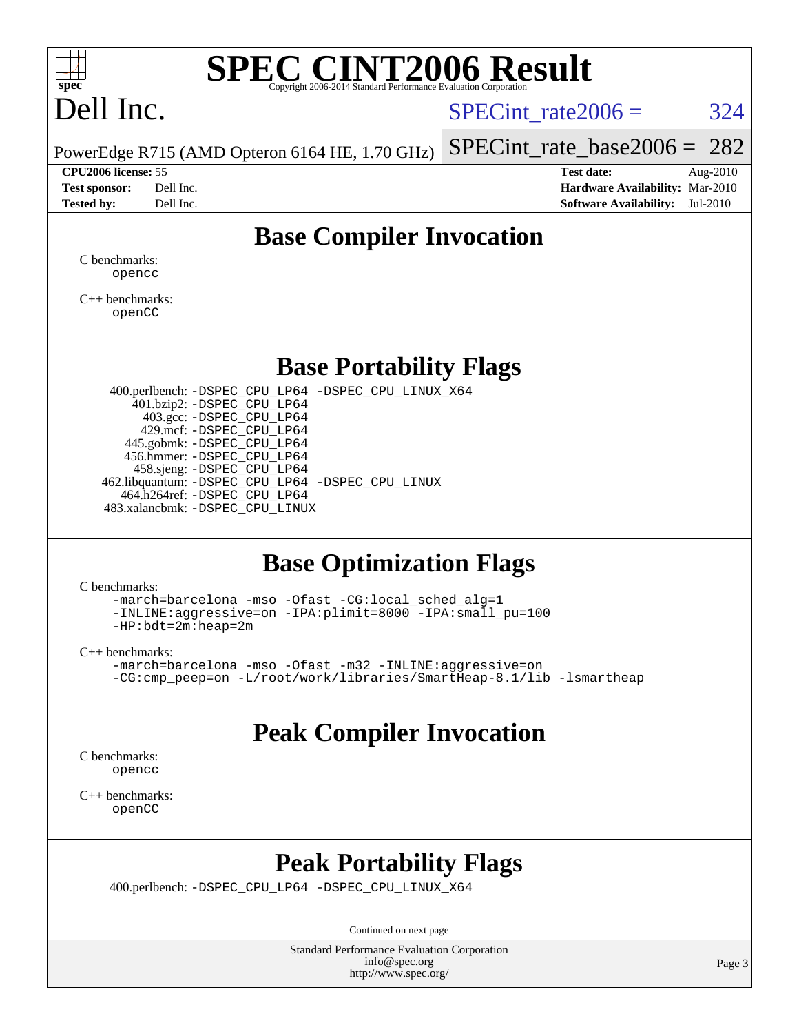# SPEC CINT2006 Result

Copyright 2006-2014 Standard Performance Evaluation Corporation

# Dell Inc.

PowerEdge R715 (AMD Opteron 6164 HE, 1.70 GHz)

SPECint_rate2006 = 324

SPECint_rate_base2006 = 282

**CPU2006 license:** 55
**Test sponsor:** Dell Inc.
**Tested by:** Dell Inc.

**Test date:** Aug-2010
**Hardware Availability:** Mar-2010
**Software Availability:** Jul-2010

## Base Compiler Invocation

C benchmarks:
```
opencc
```

C++ benchmarks:
```
openCC
```

## Base Portability Flags

400.perlbench: -DSPEC_CPU_LP64 -DSPEC_CPU_LINUX_X64
401.bzip2: -DSPEC_CPU_LP64
403.gcc: -DSPEC_CPU_LP64
429.mcf: -DSPEC_CPU_LP64
445.gobmk: -DSPEC_CPU_LP64
456.hmmer: -DSPEC_CPU_LP64
458.sjeng: -DSPEC_CPU_LP64
462.libquantum: -DSPEC_CPU_LP64 -DSPEC_CPU_LINUX
464.h264ref: -DSPEC_CPU_LP64
483.xalancbmk: -DSPEC_CPU_LINUX

## Base Optimization Flags

C benchmarks:
```
-march=barcelona -mso -Ofast -CG:local_sched_alg=1
-INLINE:aggressive=on -IPA:plimit=8000 -IPA:small_pu=100
-HP:bdt=2m:heap=2m
```

C++ benchmarks:
```
-march=barcelona -mso -Ofast -m32 -INLINE:aggressive=on
-CG:cmp_peep=on -L/root/work/libraries/SmartHeap-8.1/lib -lsmartheap
```

## Peak Compiler Invocation

C benchmarks:
```
opencc
```

C++ benchmarks:
```
openCC
```

## Peak Portability Flags

400.perlbench: -DSPEC_CPU_LP64 -DSPEC_CPU_LINUX_X64

Continued on next page

Standard Performance Evaluation Corporation
info@spec.org
http://www.spec.org/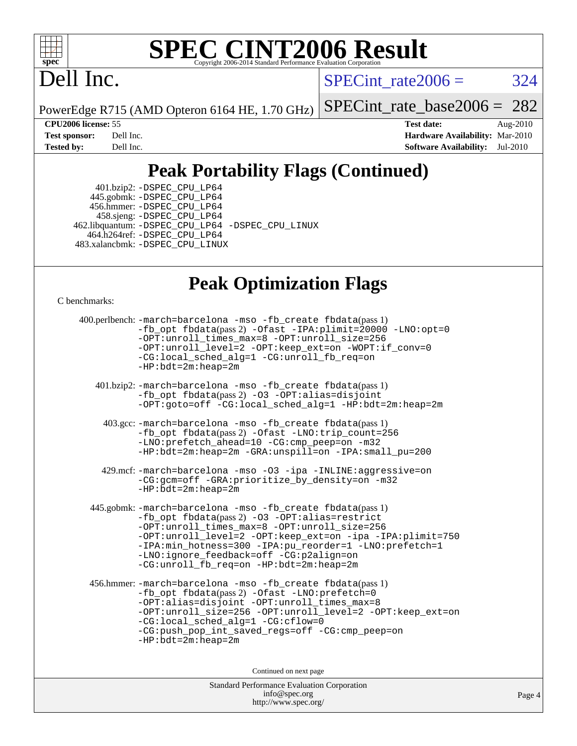# SPEC CINT2006 Result

Copyright 2006-2014 Standard Performance Evaluation Corporation

# Dell Inc.

PowerEdge R715 (AMD Opteron 6164 HE, 1.70 GHz)

SPECint_rate2006 = 324

SPECint_rate_base2006 = 282

| | | | |
|---|---|---|---|
| **CPU2006 license:** 55 | | **Test date:** | Aug-2010 |
| **Test sponsor:** | Dell Inc. | **Hardware Availability:** | Mar-2010 |
| **Tested by:** | Dell Inc. | **Software Availability:** | Jul-2010 |

## Peak Portability Flags (Continued)

401.bzip2: -DSPEC_CPU_LP64
445.gobmk: -DSPEC_CPU_LP64
456.hmmer: -DSPEC_CPU_LP64
458.sjeng: -DSPEC_CPU_LP64
462.libquantum: -DSPEC_CPU_LP64 -DSPEC_CPU_LINUX
464.h264ref: -DSPEC_CPU_LP64
483.xalancbmk: -DSPEC_CPU_LINUX

## Peak Optimization Flags

C benchmarks:

400.perlbench: -march=barcelona -mso -fb_create fbdata(pass 1) -fb_opt fbdata(pass 2) -Ofast -IPA:plimit=20000 -LNO:opt=0 -OPT:unroll_times_max=8 -OPT:unroll_size=256 -OPT:unroll_level=2 -OPT:keep_ext=on -WOPT:if_conv=0 -CG:local_sched_alg=1 -CG:unroll_fb_req=on -HP:bdt=2m:heap=2m

401.bzip2: -march=barcelona -mso -fb_create fbdata(pass 1) -fb_opt fbdata(pass 2) -O3 -OPT:alias=disjoint -OPT:goto=off -CG:local_sched_alg=1 -HP:bdt=2m:heap=2m

403.gcc: -march=barcelona -mso -fb_create fbdata(pass 1) -fb_opt fbdata(pass 2) -Ofast -LNO:trip_count=256 -LNO:prefetch_ahead=10 -CG:cmp_peep=on -m32 -HP:bdt=2m:heap=2m -GRA:unspill=on -IPA:small_pu=200

429.mcf: -march=barcelona -mso -O3 -ipa -INLINE:aggressive=on -CG:gcm=off -GRA:prioritize_by_density=on -m32 -HP:bdt=2m:heap=2m

445.gobmk: -march=barcelona -mso -fb_create fbdata(pass 1) -fb_opt fbdata(pass 2) -O3 -OPT:alias=restrict -OPT:unroll_times_max=8 -OPT:unroll_size=256 -OPT:unroll_level=2 -OPT:keep_ext=on -ipa -IPA:plimit=750 -IPA:min_hotness=300 -IPA:pu_reorder=1 -LNO:prefetch=1 -LNO:ignore_feedback=off -CG:p2align=on -CG:unroll_fb_req=on -HP:bdt=2m:heap=2m

456.hmmer: -march=barcelona -mso -fb_create fbdata(pass 1) -fb_opt fbdata(pass 2) -Ofast -LNO:prefetch=0 -OPT:alias=disjoint -OPT:unroll_times_max=8 -OPT:unroll_size=256 -OPT:unroll_level=2 -OPT:keep_ext=on -CG:local_sched_alg=1 -CG:cflow=0 -CG:push_pop_int_saved_regs=off -CG:cmp_peep=on -HP:bdt=2m:heap=2m

Continued on next page

Standard Performance Evaluation Corporation
info@spec.org
http://www.spec.org/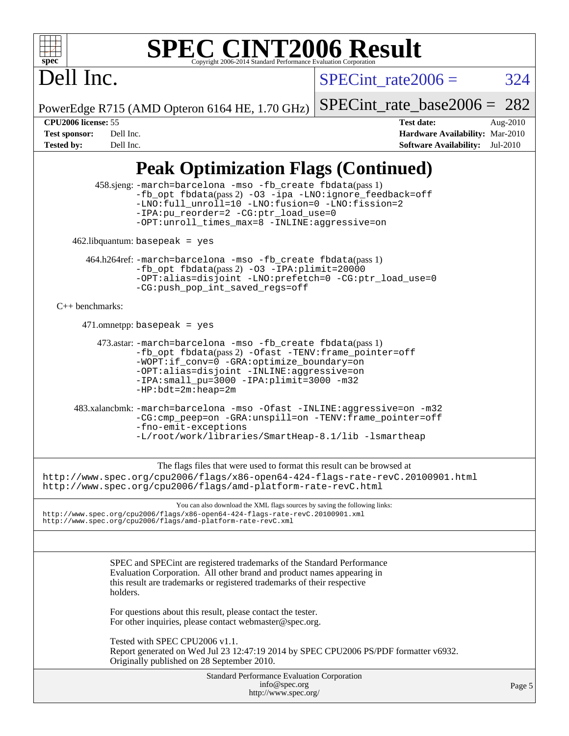# SPEC CINT2006 Result

Copyright 2006-2014 Standard Performance Evaluation Corporation

Dell Inc.

PowerEdge R715 (AMD Opteron 6164 HE, 1.70 GHz)

SPECint_rate2006 = 324

SPECint_rate_base2006 = 282

**CPU2006 license:** 55
**Test sponsor:** Dell Inc.
**Tested by:** Dell Inc.

**Test date:** Aug-2010
**Hardware Availability:** Mar-2010
**Software Availability:** Jul-2010

## Peak Optimization Flags (Continued)

458.sjeng: -march=barcelona -mso -fb_create fbdata(pass 1) -fb_opt fbdata(pass 2) -O3 -ipa -LNO:ignore_feedback=off -LNO:full_unroll=10 -LNO:fusion=0 -LNO:fission=2 -IPA:pu_reorder=2 -CG:ptr_load_use=0 -OPT:unroll_times_max=8 -INLINE:aggressive=on

462.libquantum: basepeak = yes

464.h264ref: -march=barcelona -mso -fb_create fbdata(pass 1) -fb_opt fbdata(pass 2) -O3 -IPA:plimit=20000 -OPT:alias=disjoint -LNO:prefetch=0 -CG:ptr_load_use=0 -CG:push_pop_int_saved_regs=off

C++ benchmarks:

471.omnetpp: basepeak = yes

473.astar: -march=barcelona -mso -fb_create fbdata(pass 1) -fb_opt fbdata(pass 2) -Ofast -TENV:frame_pointer=off -WOPT:if_conv=0 -GRA:optimize_boundary=on -OPT:alias=disjoint -INLINE:aggressive=on -IPA:small_pu=3000 -IPA:plimit=3000 -m32 -HP:bdt=2m:heap=2m

483.xalancbmk: -march=barcelona -mso -Ofast -INLINE:aggressive=on -m32 -CG:cmp_peep=on -GRA:unspill=on -TENV:frame_pointer=off -fno-emit-exceptions -L/root/work/libraries/SmartHeap-8.1/lib -lsmartheap

The flags files that were used to format this result can be browsed at
http://www.spec.org/cpu2006/flags/x86-open64-424-flags-rate-revC.20100901.html
http://www.spec.org/cpu2006/flags/amd-platform-rate-revC.html

You can also download the XML flags sources by saving the following links:
http://www.spec.org/cpu2006/flags/x86-open64-424-flags-rate-revC.20100901.xml
http://www.spec.org/cpu2006/flags/amd-platform-rate-revC.xml

SPEC and SPECint are registered trademarks of the Standard Performance Evaluation Corporation. All other brand and product names appearing in this result are trademarks or registered trademarks of their respective holders.

For questions about this result, please contact the tester.
For other inquiries, please contact webmaster@spec.org.

Tested with SPEC CPU2006 v1.1.
Report generated on Wed Jul 23 12:47:19 2014 by SPEC CPU2006 PS/PDF formatter v6932.
Originally published on 28 September 2010.

Standard Performance Evaluation Corporation
info@spec.org
http://www.spec.org/